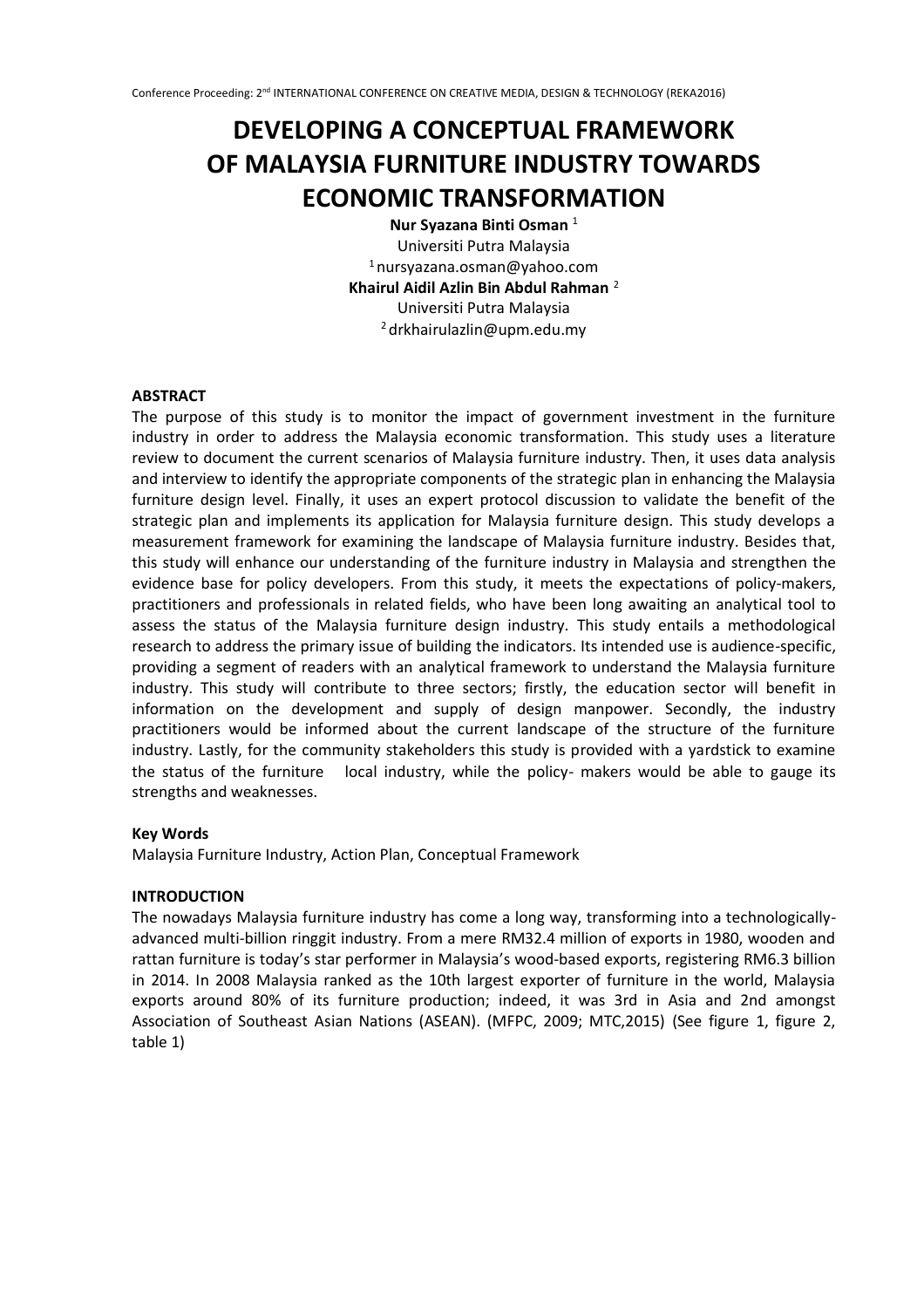# DEVELOPING A CONCEPTUAL FRAMEWORK OF MALAYSIA FURNITURE INDUSTRY TOWARDS ECONOMIC TRANSFORMATION

**Nur Syazana Binti Osman** [1]
Universiti Putra Malaysia
[1] nursyazana.osman@yahoo.com

**Khairul Aidil Azlin Bin Abdul Rahman** [2]
Universiti Putra Malaysia
[2] drkhairulazlin@upm.edu.my

## ABSTRACT

The purpose of this study is to monitor the impact of government investment in the furniture industry in order to address the Malaysia economic transformation. This study uses a literature review to document the current scenarios of Malaysia furniture industry. Then, it uses data analysis and interview to identify the appropriate components of the strategic plan in enhancing the Malaysia furniture design level. Finally, it uses an expert protocol discussion to validate the benefit of the strategic plan and implements its application for Malaysia furniture design. This study develops a measurement framework for examining the landscape of Malaysia furniture industry. Besides that, this study will enhance our understanding of the furniture industry in Malaysia and strengthen the evidence base for policy developers. From this study, it meets the expectations of policy-makers, practitioners and professionals in related fields, who have been long awaiting an analytical tool to assess the status of the Malaysia furniture design industry. This study entails a methodological research to address the primary issue of building the indicators. Its intended use is audience-specific, providing a segment of readers with an analytical framework to understand the Malaysia furniture industry. This study will contribute to three sectors; firstly, the education sector will benefit in information on the development and supply of design manpower. Secondly, the industry practitioners would be informed about the current landscape of the structure of the furniture industry. Lastly, for the community stakeholders this study is provided with a yardstick to examine the status of the furniture local industry, while the policy- makers would be able to gauge its strengths and weaknesses.

## Key Words

Malaysia Furniture Industry, Action Plan, Conceptual Framework

## INTRODUCTION

The nowadays Malaysia furniture industry has come a long way, transforming into a technologically-advanced multi-billion ringgit industry. From a mere RM32.4 million of exports in 1980, wooden and rattan furniture is today's star performer in Malaysia's wood-based exports, registering RM6.3 billion in 2014. In 2008 Malaysia ranked as the 10th largest exporter of furniture in the world, Malaysia exports around 80% of its furniture production; indeed, it was 3rd in Asia and 2nd amongst Association of Southeast Asian Nations (ASEAN). (MFPC, 2009; MTC,2015) (See figure 1, figure 2, table 1)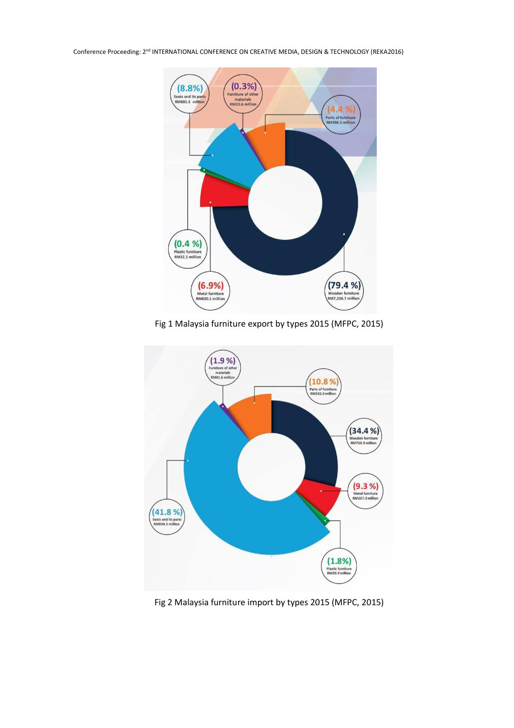(8.8%) Seats and its parts RM801.5 million

(0.3%) Furniture of other materials RM23.6 million

(4.4 %) Parts of furniture RM398.3 million

(0.4 %) Plastic furniture RM32.2 million

(6.9%) Metal furniture RM630.1 million

(79.4 %) Wooden furniture RM7,256.7 million

Fig 1 Malaysia furniture export by types 2015 (MFPC, 2015)

(1.9 %) Furniture of other materials RM41.6 million

(10.8 %) Parts of furniture RM242.0 million

(34.4 %) Wooden furniture RM768.9 million

(9.3 %) Metal furniture RM207.3 million

(41.8 %) Seats and its parts RM934.2 million

(1.8%) Plastic furniture RM39.9 million

Fig 2 Malaysia furniture import by types 2015 (MFPC, 2015)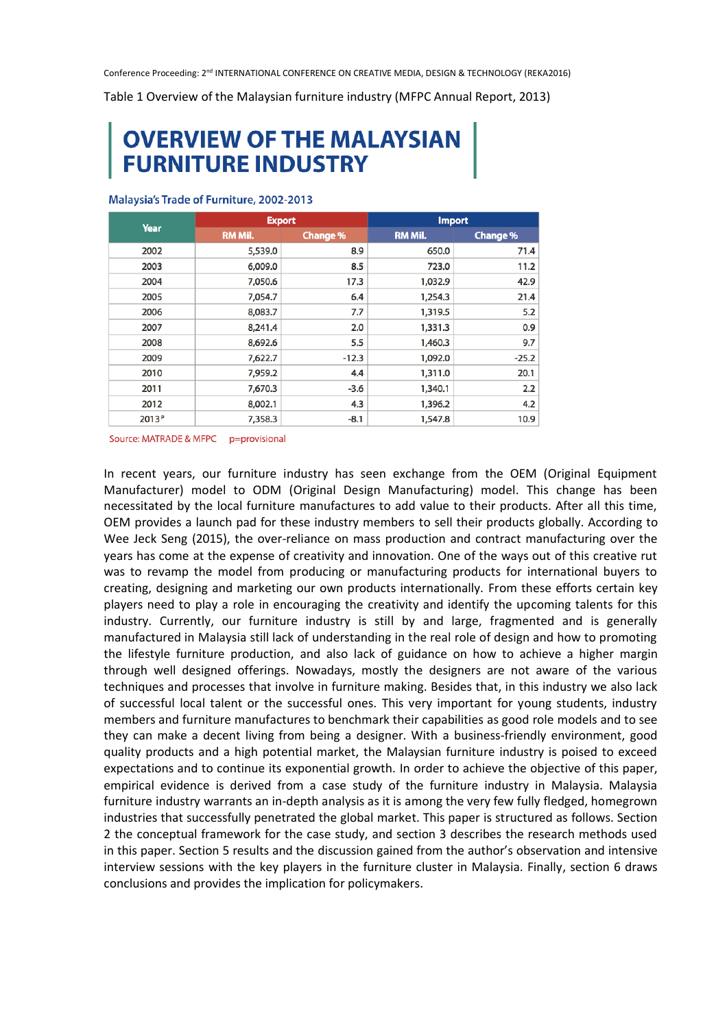Table 1 Overview of the Malaysian furniture industry (MFPC Annual Report, 2013)

## OVERVIEW OF THE MALAYSIAN FURNITURE INDUSTRY

Malaysia's Trade of Furniture, 2002-2013

| Year | Export | | Import | |
|---|---|---|---|---|
| | RM Mil. | Change % | RM Mil. | Change % |
| 2002 | 5,539.0 | 8.9 | 650.0 | 71.4 |
| 2003 | 6,009.0 | 8.5 | 723.0 | 11.2 |
| 2004 | 7,050.6 | 17.3 | 1,032.9 | 42.9 |
| 2005 | 7,054.7 | 6.4 | 1,254.3 | 21.4 |
| 2006 | 8,083.7 | 7.7 | 1,319.5 | 5.2 |
| 2007 | 8,241.4 | 2.0 | 1,331.3 | 0.9 |
| 2008 | 8,692.6 | 5.5 | 1,460.3 | 9.7 |
| 2009 | 7,622.7 | -12.3 | 1,092.0 | -25.2 |
| 2010 | 7,959.2 | 4.4 | 1,311.0 | 20.1 |
| 2011 | 7,670.3 | -3.6 | 1,340.1 | 2.2 |
| 2012 | 8,002.1 | 4.3 | 1,396.2 | 4.2 |
| 2013[p] | 7,358.3 | -8.1 | 1,547.8 | 10.9 |

Source: MATRADE & MFPC p=provisional

In recent years, our furniture industry has seen exchange from the OEM (Original Equipment Manufacturer) model to ODM (Original Design Manufacturing) model. This change has been necessitated by the local furniture manufactures to add value to their products. After all this time, OEM provides a launch pad for these industry members to sell their products globally. According to Wee Jeck Seng (2015), the over-reliance on mass production and contract manufacturing over the years has come at the expense of creativity and innovation. One of the ways out of this creative rut was to revamp the model from producing or manufacturing products for international buyers to creating, designing and marketing our own products internationally. From these efforts certain key players need to play a role in encouraging the creativity and identify the upcoming talents for this industry. Currently, our furniture industry is still by and large, fragmented and is generally manufactured in Malaysia still lack of understanding in the real role of design and how to promoting the lifestyle furniture production, and also lack of guidance on how to achieve a higher margin through well designed offerings. Nowadays, mostly the designers are not aware of the various techniques and processes that involve in furniture making. Besides that, in this industry we also lack of successful local talent or the successful ones. This very important for young students, industry members and furniture manufactures to benchmark their capabilities as good role models and to see they can make a decent living from being a designer. With a business-friendly environment, good quality products and a high potential market, the Malaysian furniture industry is poised to exceed expectations and to continue its exponential growth. In order to achieve the objective of this paper, empirical evidence is derived from a case study of the furniture industry in Malaysia. Malaysia furniture industry warrants an in-depth analysis as it is among the very few fully fledged, homegrown industries that successfully penetrated the global market. This paper is structured as follows. Section 2 the conceptual framework for the case study, and section 3 describes the research methods used in this paper. Section 5 results and the discussion gained from the author's observation and intensive interview sessions with the key players in the furniture cluster in Malaysia. Finally, section 6 draws conclusions and provides the implication for policymakers.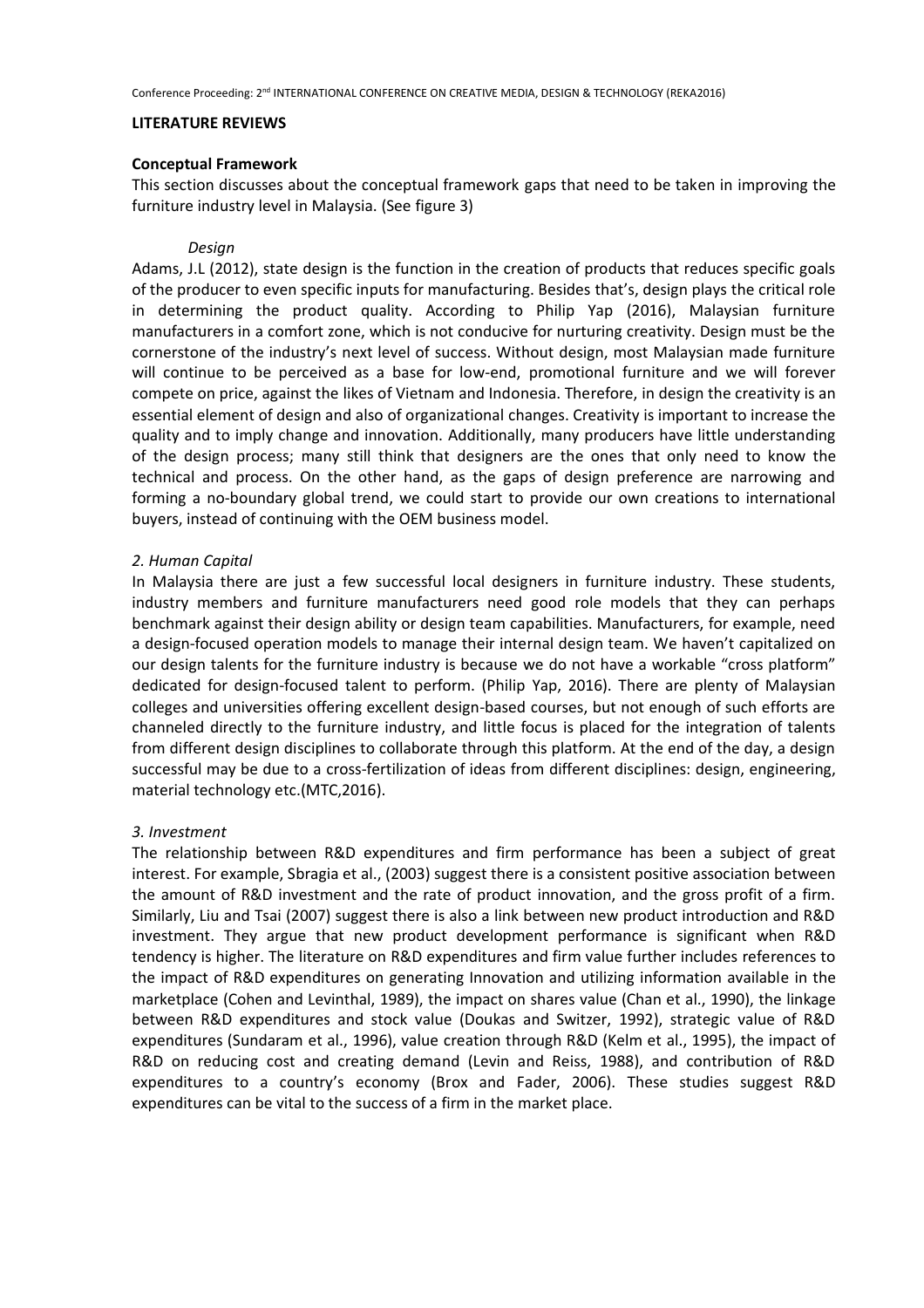## LITERATURE REVIEWS

### Conceptual Framework

This section discusses about the conceptual framework gaps that need to be taken in improving the furniture industry level in Malaysia. (See figure 3)

#### *Design*

Adams, J.L (2012), state design is the function in the creation of products that reduces specific goals of the producer to even specific inputs for manufacturing. Besides that's, design plays the critical role in determining the product quality. According to Philip Yap (2016), Malaysian furniture manufacturers in a comfort zone, which is not conducive for nurturing creativity. Design must be the cornerstone of the industry's next level of success. Without design, most Malaysian made furniture will continue to be perceived as a base for low-end, promotional furniture and we will forever compete on price, against the likes of Vietnam and Indonesia. Therefore, in design the creativity is an essential element of design and also of organizational changes. Creativity is important to increase the quality and to imply change and innovation. Additionally, many producers have little understanding of the design process; many still think that designers are the ones that only need to know the technical and process. On the other hand, as the gaps of design preference are narrowing and forming a no-boundary global trend, we could start to provide our own creations to international buyers, instead of continuing with the OEM business model.

#### *2. Human Capital*

In Malaysia there are just a few successful local designers in furniture industry. These students, industry members and furniture manufacturers need good role models that they can perhaps benchmark against their design ability or design team capabilities. Manufacturers, for example, need a design-focused operation models to manage their internal design team. We haven't capitalized on our design talents for the furniture industry is because we do not have a workable "cross platform" dedicated for design-focused talent to perform. (Philip Yap, 2016). There are plenty of Malaysian colleges and universities offering excellent design-based courses, but not enough of such efforts are channeled directly to the furniture industry, and little focus is placed for the integration of talents from different design disciplines to collaborate through this platform. At the end of the day, a design successful may be due to a cross-fertilization of ideas from different disciplines: design, engineering, material technology etc.(MTC,2016).

#### *3. Investment*

The relationship between R&D expenditures and firm performance has been a subject of great interest. For example, Sbragia et al., (2003) suggest there is a consistent positive association between the amount of R&D investment and the rate of product innovation, and the gross profit of a firm. Similarly, Liu and Tsai (2007) suggest there is also a link between new product introduction and R&D investment. They argue that new product development performance is significant when R&D tendency is higher. The literature on R&D expenditures and firm value further includes references to the impact of R&D expenditures on generating Innovation and utilizing information available in the marketplace (Cohen and Levinthal, 1989), the impact on shares value (Chan et al., 1990), the linkage between R&D expenditures and stock value (Doukas and Switzer, 1992), strategic value of R&D expenditures (Sundaram et al., 1996), value creation through R&D (Kelm et al., 1995), the impact of R&D on reducing cost and creating demand (Levin and Reiss, 1988), and contribution of R&D expenditures to a country's economy (Brox and Fader, 2006). These studies suggest R&D expenditures can be vital to the success of a firm in the market place.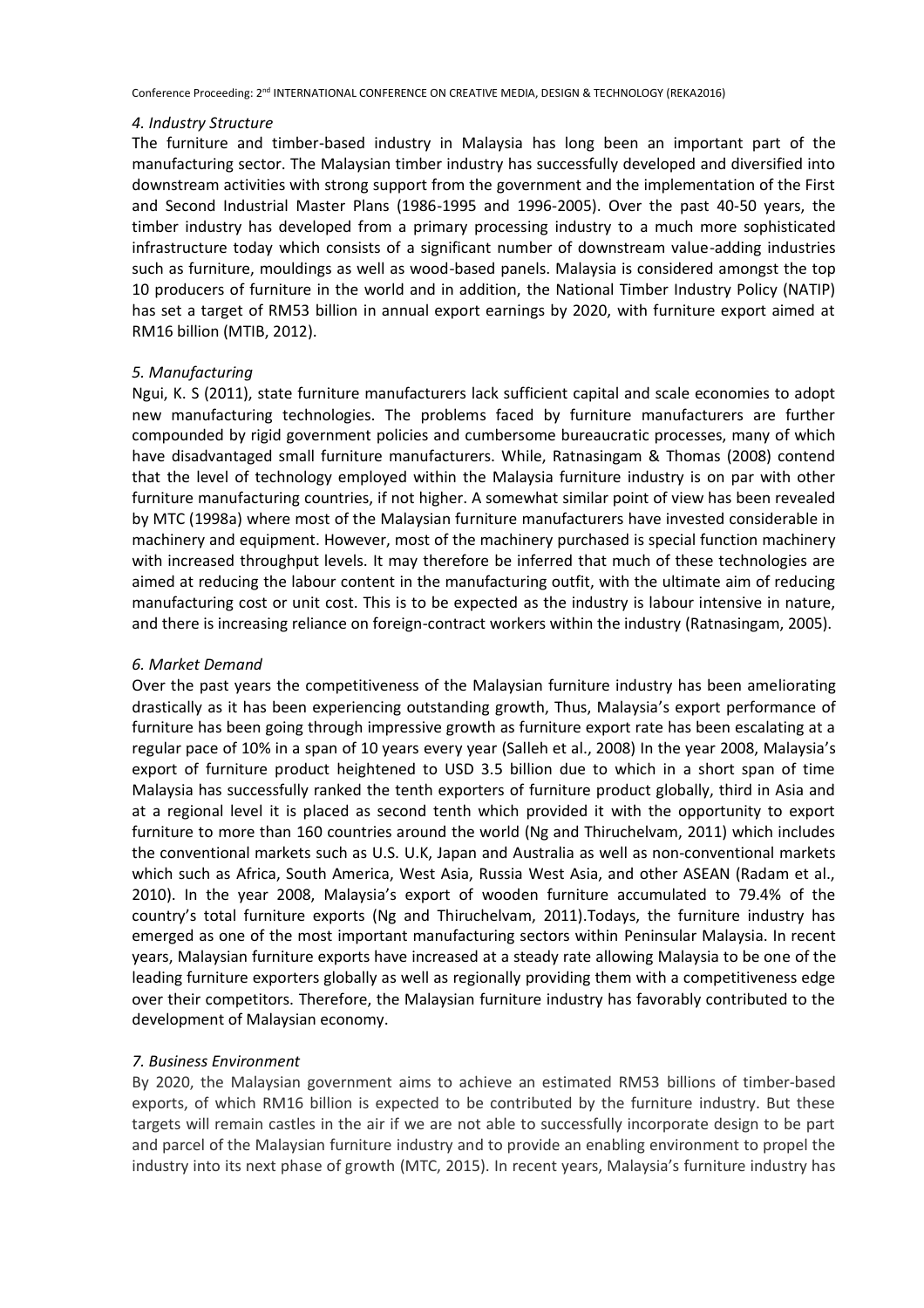### *4. Industry Structure*

The furniture and timber-based industry in Malaysia has long been an important part of the manufacturing sector. The Malaysian timber industry has successfully developed and diversified into downstream activities with strong support from the government and the implementation of the First and Second Industrial Master Plans (1986-1995 and 1996-2005). Over the past 40-50 years, the timber industry has developed from a primary processing industry to a much more sophisticated infrastructure today which consists of a significant number of downstream value-adding industries such as furniture, mouldings as well as wood-based panels. Malaysia is considered amongst the top 10 producers of furniture in the world and in addition, the National Timber Industry Policy (NATIP) has set a target of RM53 billion in annual export earnings by 2020, with furniture export aimed at RM16 billion (MTIB, 2012).

### *5. Manufacturing*

Ngui, K. S (2011), state furniture manufacturers lack sufficient capital and scale economies to adopt new manufacturing technologies. The problems faced by furniture manufacturers are further compounded by rigid government policies and cumbersome bureaucratic processes, many of which have disadvantaged small furniture manufacturers. While, Ratnasingam & Thomas (2008) contend that the level of technology employed within the Malaysia furniture industry is on par with other furniture manufacturing countries, if not higher. A somewhat similar point of view has been revealed by MTC (1998a) where most of the Malaysian furniture manufacturers have invested considerable in machinery and equipment. However, most of the machinery purchased is special function machinery with increased throughput levels. It may therefore be inferred that much of these technologies are aimed at reducing the labour content in the manufacturing outfit, with the ultimate aim of reducing manufacturing cost or unit cost. This is to be expected as the industry is labour intensive in nature, and there is increasing reliance on foreign-contract workers within the industry (Ratnasingam, 2005).

### *6. Market Demand*

Over the past years the competitiveness of the Malaysian furniture industry has been ameliorating drastically as it has been experiencing outstanding growth, Thus, Malaysia's export performance of furniture has been going through impressive growth as furniture export rate has been escalating at a regular pace of 10% in a span of 10 years every year (Salleh et al., 2008) In the year 2008, Malaysia's export of furniture product heightened to USD 3.5 billion due to which in a short span of time Malaysia has successfully ranked the tenth exporters of furniture product globally, third in Asia and at a regional level it is placed as second tenth which provided it with the opportunity to export furniture to more than 160 countries around the world (Ng and Thiruchelvam, 2011) which includes the conventional markets such as U.S. U.K, Japan and Australia as well as non-conventional markets which such as Africa, South America, West Asia, Russia West Asia, and other ASEAN (Radam et al., 2010). In the year 2008, Malaysia's export of wooden furniture accumulated to 79.4% of the country's total furniture exports (Ng and Thiruchelvam, 2011).Todays, the furniture industry has emerged as one of the most important manufacturing sectors within Peninsular Malaysia. In recent years, Malaysian furniture exports have increased at a steady rate allowing Malaysia to be one of the leading furniture exporters globally as well as regionally providing them with a competitiveness edge over their competitors. Therefore, the Malaysian furniture industry has favorably contributed to the development of Malaysian economy.

### *7. Business Environment*

By 2020, the Malaysian government aims to achieve an estimated RM53 billions of timber-based exports, of which RM16 billion is expected to be contributed by the furniture industry. But these targets will remain castles in the air if we are not able to successfully incorporate design to be part and parcel of the Malaysian furniture industry and to provide an enabling environment to propel the industry into its next phase of growth (MTC, 2015). In recent years, Malaysia's furniture industry has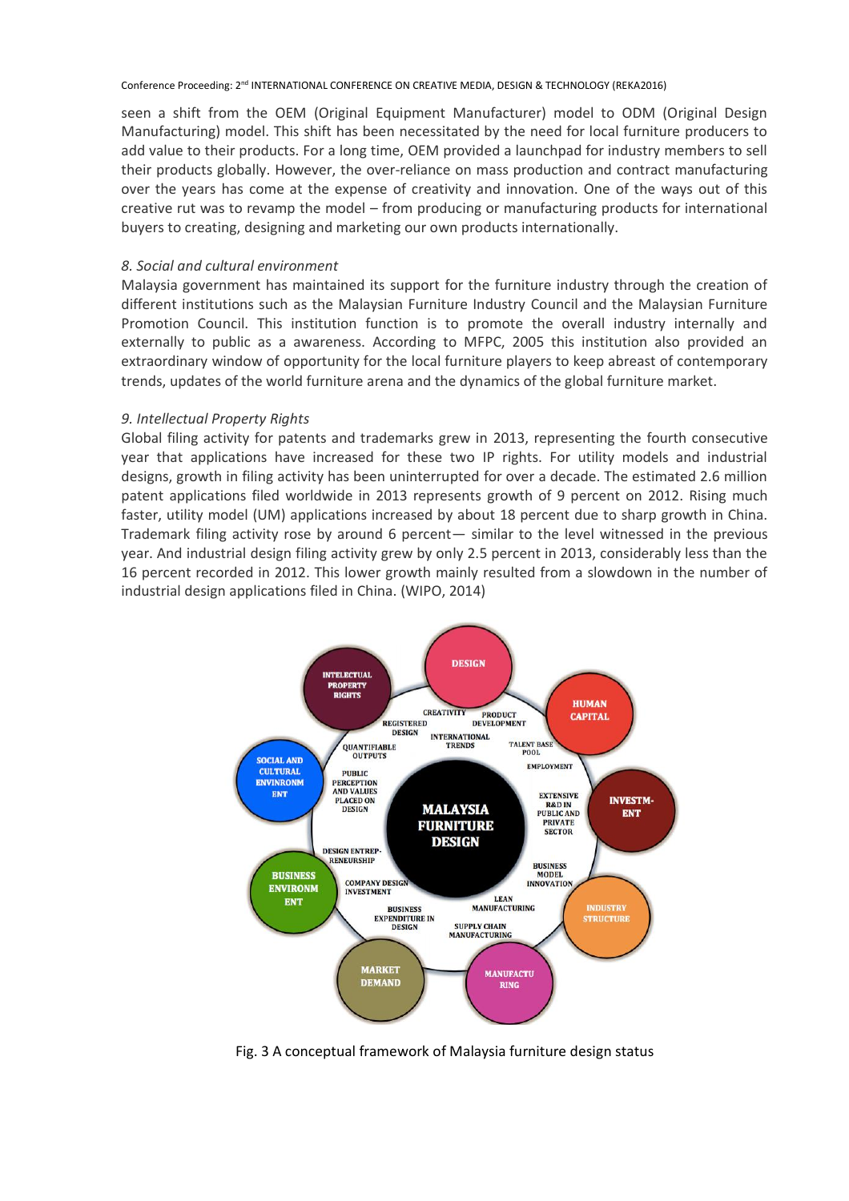seen a shift from the OEM (Original Equipment Manufacturer) model to ODM (Original Design Manufacturing) model. This shift has been necessitated by the need for local furniture producers to add value to their products. For a long time, OEM provided a launchpad for industry members to sell their products globally. However, the over-reliance on mass production and contract manufacturing over the years has come at the expense of creativity and innovation. One of the ways out of this creative rut was to revamp the model – from producing or manufacturing products for international buyers to creating, designing and marketing our own products internationally.

*8. Social and cultural environment*

Malaysia government has maintained its support for the furniture industry through the creation of different institutions such as the Malaysian Furniture Industry Council and the Malaysian Furniture Promotion Council. This institution function is to promote the overall industry internally and externally to public as a awareness. According to MFPC, 2005 this institution also provided an extraordinary window of opportunity for the local furniture players to keep abreast of contemporary trends, updates of the world furniture arena and the dynamics of the global furniture market.

*9. Intellectual Property Rights*

Global filing activity for patents and trademarks grew in 2013, representing the fourth consecutive year that applications have increased for these two IP rights. For utility models and industrial designs, growth in filing activity has been uninterrupted for over a decade. The estimated 2.6 million patent applications filed worldwide in 2013 represents growth of 9 percent on 2012. Rising much faster, utility model (UM) applications increased by about 18 percent due to sharp growth in China. Trademark filing activity rose by around 6 percent— similar to the level witnessed in the previous year. And industrial design filing activity grew by only 2.5 percent in 2013, considerably less than the 16 percent recorded in 2012. This lower growth mainly resulted from a slowdown in the number of industrial design applications filed in China. (WIPO, 2014)

Fig. 3 A conceptual framework of Malaysia furniture design status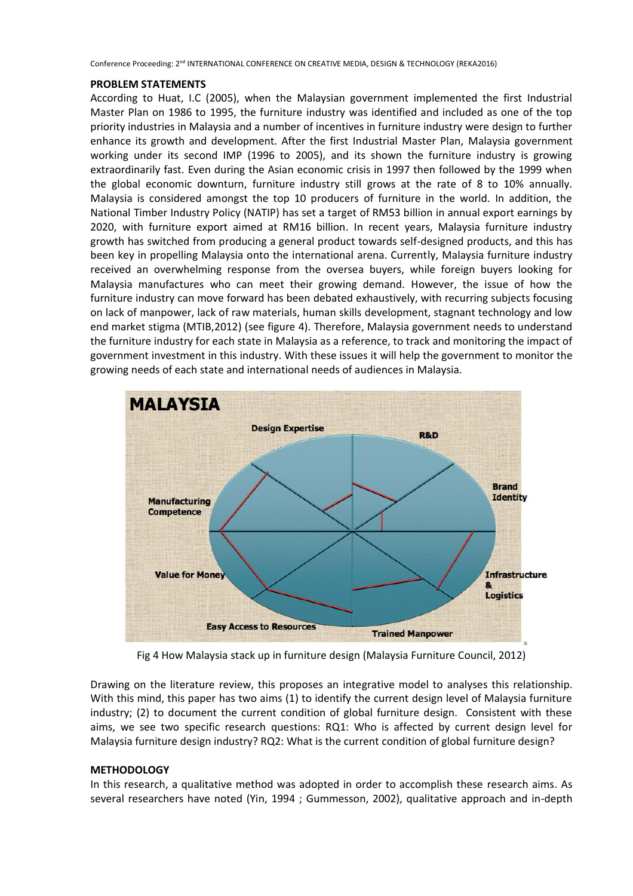**PROBLEM STATEMENTS**

According to Huat, I.C (2005), when the Malaysian government implemented the first Industrial Master Plan on 1986 to 1995, the furniture industry was identified and included as one of the top priority industries in Malaysia and a number of incentives in furniture industry were design to further enhance its growth and development. After the first Industrial Master Plan, Malaysia government working under its second IMP (1996 to 2005), and its shown the furniture industry is growing extraordinarily fast. Even during the Asian economic crisis in 1997 then followed by the 1999 when the global economic downturn, furniture industry still grows at the rate of 8 to 10% annually. Malaysia is considered amongst the top 10 producers of furniture in the world. In addition, the National Timber Industry Policy (NATIP) has set a target of RM53 billion in annual export earnings by 2020, with furniture export aimed at RM16 billion. In recent years, Malaysia furniture industry growth has switched from producing a general product towards self-designed products, and this has been key in propelling Malaysia onto the international arena. Currently, Malaysia furniture industry received an overwhelming response from the oversea buyers, while foreign buyers looking for Malaysia manufactures who can meet their growing demand. However, the issue of how the furniture industry can move forward has been debated exhaustively, with recurring subjects focusing on lack of manpower, lack of raw materials, human skills development, stagnant technology and low end market stigma (MTIB,2012) (see figure 4). Therefore, Malaysia government needs to understand the furniture industry for each state in Malaysia as a reference, to track and monitoring the impact of government investment in this industry. With these issues it will help the government to monitor the growing needs of each state and international needs of audiences in Malaysia.

Fig 4 How Malaysia stack up in furniture design (Malaysia Furniture Council, 2012)

Drawing on the literature review, this proposes an integrative model to analyses this relationship. With this mind, this paper has two aims (1) to identify the current design level of Malaysia furniture industry; (2) to document the current condition of global furniture design. Consistent with these aims, we see two specific research questions: RQ1: Who is affected by current design level for Malaysia furniture design industry? RQ2: What is the current condition of global furniture design?

**METHODOLOGY**

In this research, a qualitative method was adopted in order to accomplish these research aims. As several researchers have noted (Yin, 1994 ; Gummesson, 2002), qualitative approach and in-depth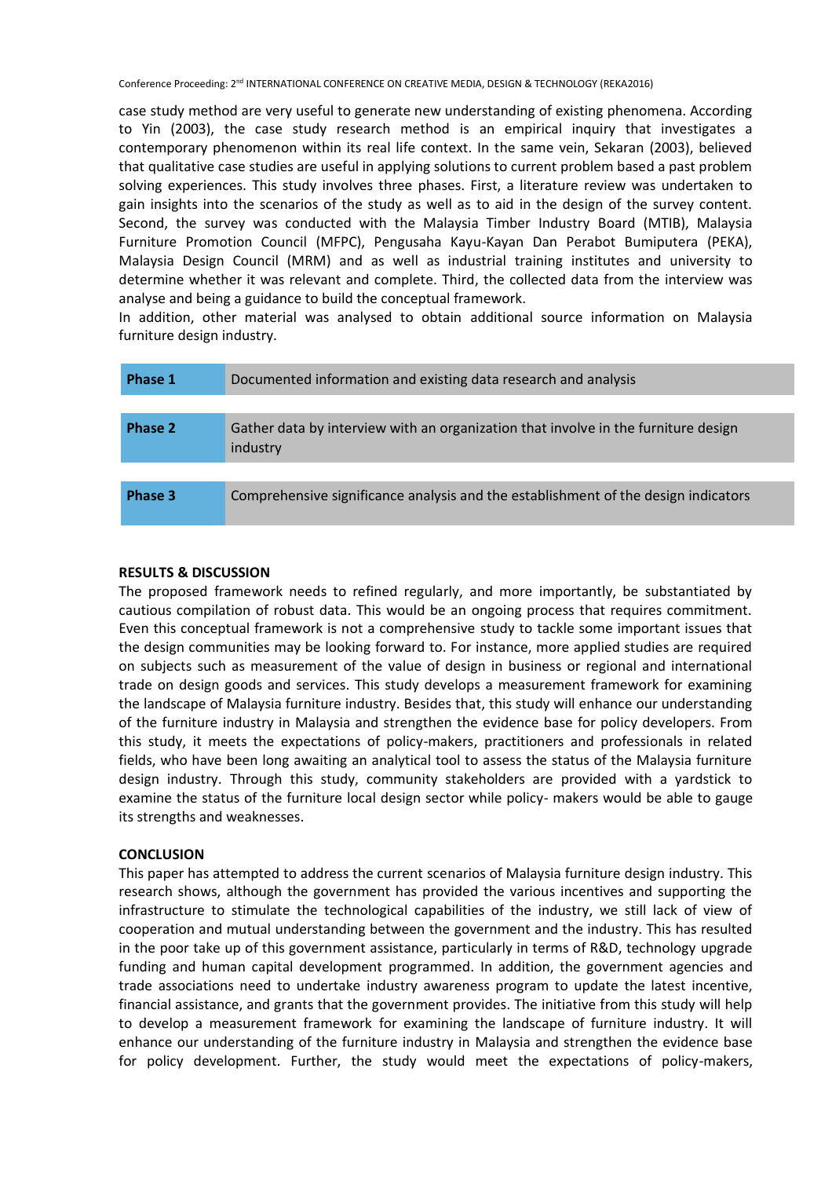case study method are very useful to generate new understanding of existing phenomena. According to Yin (2003), the case study research method is an empirical inquiry that investigates a contemporary phenomenon within its real life context. In the same vein, Sekaran (2003), believed that qualitative case studies are useful in applying solutions to current problem based a past problem solving experiences. This study involves three phases. First, a literature review was undertaken to gain insights into the scenarios of the study as well as to aid in the design of the survey content. Second, the survey was conducted with the Malaysia Timber Industry Board (MTIB), Malaysia Furniture Promotion Council (MFPC), Pengusaha Kayu-Kayan Dan Perabot Bumiputera (PEKA), Malaysia Design Council (MRM) and as well as industrial training institutes and university to determine whether it was relevant and complete. Third, the collected data from the interview was analyse and being a guidance to build the conceptual framework.

In addition, other material was analysed to obtain additional source information on Malaysia furniture design industry.

| | |
|---|---|
| **Phase 1** | Documented information and existing data research and analysis |
| **Phase 2** | Gather data by interview with an organization that involve in the furniture design industry |
| **Phase 3** | Comprehensive significance analysis and the establishment of the design indicators |

## RESULTS & DISCUSSION

The proposed framework needs to refined regularly, and more importantly, be substantiated by cautious compilation of robust data. This would be an ongoing process that requires commitment. Even this conceptual framework is not a comprehensive study to tackle some important issues that the design communities may be looking forward to. For instance, more applied studies are required on subjects such as measurement of the value of design in business or regional and international trade on design goods and services. This study develops a measurement framework for examining the landscape of Malaysia furniture industry. Besides that, this study will enhance our understanding of the furniture industry in Malaysia and strengthen the evidence base for policy developers. From this study, it meets the expectations of policy-makers, practitioners and professionals in related fields, who have been long awaiting an analytical tool to assess the status of the Malaysia furniture design industry. Through this study, community stakeholders are provided with a yardstick to examine the status of the furniture local design sector while policy- makers would be able to gauge its strengths and weaknesses.

## CONCLUSION

This paper has attempted to address the current scenarios of Malaysia furniture design industry. This research shows, although the government has provided the various incentives and supporting the infrastructure to stimulate the technological capabilities of the industry, we still lack of view of cooperation and mutual understanding between the government and the industry. This has resulted in the poor take up of this government assistance, particularly in terms of R&D, technology upgrade funding and human capital development programmed. In addition, the government agencies and trade associations need to undertake industry awareness program to update the latest incentive, financial assistance, and grants that the government provides. The initiative from this study will help to develop a measurement framework for examining the landscape of furniture industry. It will enhance our understanding of the furniture industry in Malaysia and strengthen the evidence base for policy development. Further, the study would meet the expectations of policy-makers,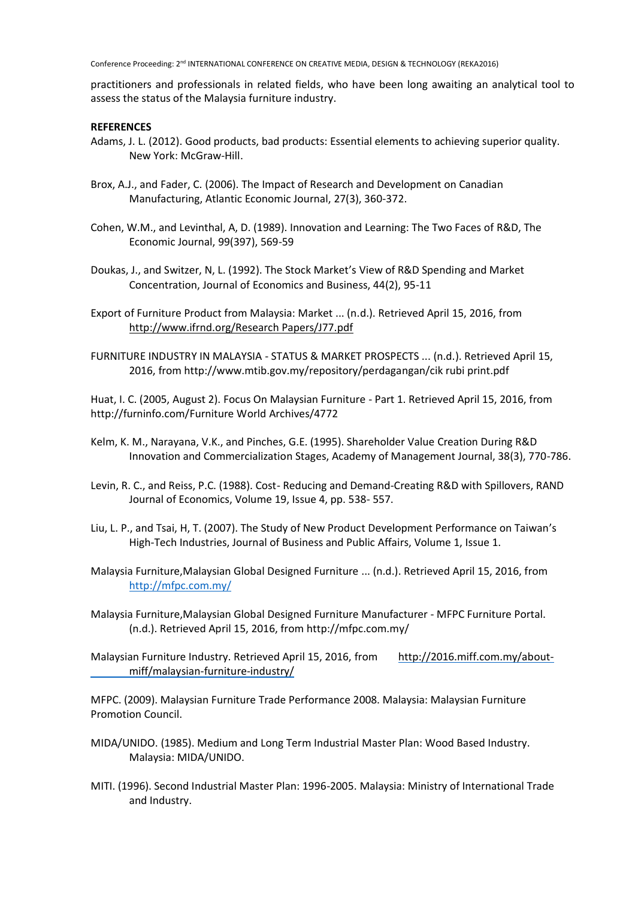practitioners and professionals in related fields, who have been long awaiting an analytical tool to assess the status of the Malaysia furniture industry.

**REFERENCES**

Adams, J. L. (2012). Good products, bad products: Essential elements to achieving superior quality. New York: McGraw-Hill.

Brox, A.J., and Fader, C. (2006). The Impact of Research and Development on Canadian Manufacturing, Atlantic Economic Journal, 27(3), 360-372.

Cohen, W.M., and Levinthal, A, D. (1989). Innovation and Learning: The Two Faces of R&D, The Economic Journal, 99(397), 569-59

Doukas, J., and Switzer, N, L. (1992). The Stock Market's View of R&D Spending and Market Concentration, Journal of Economics and Business, 44(2), 95-11

Export of Furniture Product from Malaysia: Market ... (n.d.). Retrieved April 15, 2016, from http://www.ifrnd.org/Research Papers/J77.pdf

FURNITURE INDUSTRY IN MALAYSIA - STATUS & MARKET PROSPECTS ... (n.d.). Retrieved April 15, 2016, from http://www.mtib.gov.my/repository/perdagangan/cik rubi print.pdf

Huat, I. C. (2005, August 2). Focus On Malaysian Furniture - Part 1. Retrieved April 15, 2016, from http://furninfo.com/Furniture World Archives/4772

Kelm, K. M., Narayana, V.K., and Pinches, G.E. (1995). Shareholder Value Creation During R&D Innovation and Commercialization Stages, Academy of Management Journal, 38(3), 770-786.

Levin, R. C., and Reiss, P.C. (1988). Cost- Reducing and Demand-Creating R&D with Spillovers, RAND Journal of Economics, Volume 19, Issue 4, pp. 538- 557.

Liu, L. P., and Tsai, H, T. (2007). The Study of New Product Development Performance on Taiwan's High-Tech Industries, Journal of Business and Public Affairs, Volume 1, Issue 1.

Malaysia Furniture,Malaysian Global Designed Furniture ... (n.d.). Retrieved April 15, 2016, from http://mfpc.com.my/

Malaysia Furniture,Malaysian Global Designed Furniture Manufacturer - MFPC Furniture Portal. (n.d.). Retrieved April 15, 2016, from http://mfpc.com.my/

Malaysian Furniture Industry. Retrieved April 15, 2016, from http://2016.miff.com.my/about-miff/malaysian-furniture-industry/

MFPC. (2009). Malaysian Furniture Trade Performance 2008. Malaysia: Malaysian Furniture Promotion Council.

MIDA/UNIDO. (1985). Medium and Long Term Industrial Master Plan: Wood Based Industry. Malaysia: MIDA/UNIDO.

MITI. (1996). Second Industrial Master Plan: 1996-2005. Malaysia: Ministry of International Trade and Industry.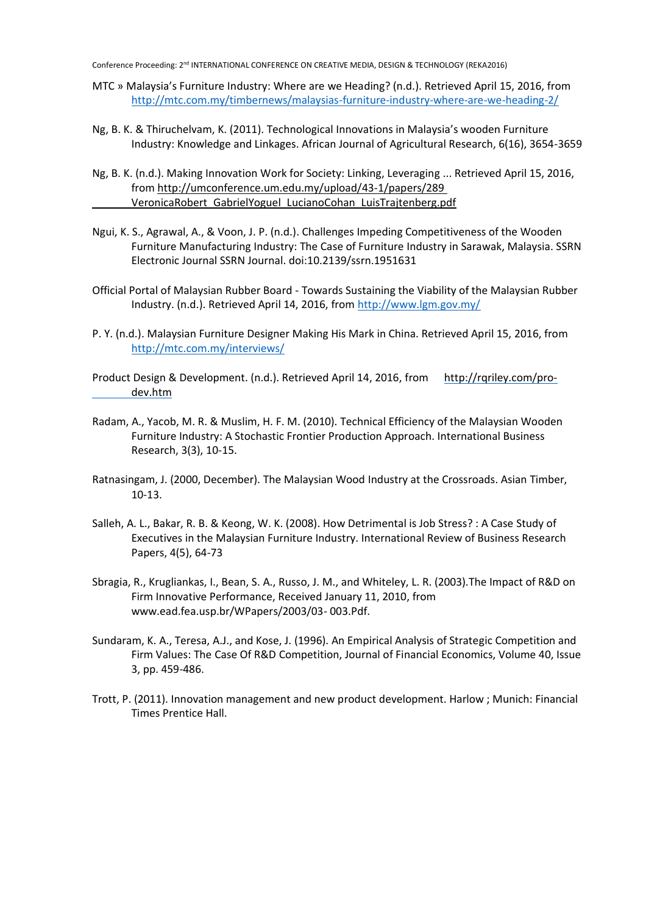MTC » Malaysia's Furniture Industry: Where are we Heading? (n.d.). Retrieved April 15, 2016, from http://mtc.com.my/timbernews/malaysias-furniture-industry-where-are-we-heading-2/

Ng, B. K. & Thiruchelvam, K. (2011). Technological Innovations in Malaysia's wooden Furniture Industry: Knowledge and Linkages. African Journal of Agricultural Research, 6(16), 3654-3659

Ng, B. K. (n.d.). Making Innovation Work for Society: Linking, Leveraging ... Retrieved April 15, 2016, from http://umconference.um.edu.my/upload/43-1/papers/289 VeronicaRobert_GabrielYoguel_LucianoCohan_LuisTrajtenberg.pdf

Ngui, K. S., Agrawal, A., & Voon, J. P. (n.d.). Challenges Impeding Competitiveness of the Wooden Furniture Manufacturing Industry: The Case of Furniture Industry in Sarawak, Malaysia. SSRN Electronic Journal SSRN Journal. doi:10.2139/ssrn.1951631

Official Portal of Malaysian Rubber Board - Towards Sustaining the Viability of the Malaysian Rubber Industry. (n.d.). Retrieved April 14, 2016, from http://www.lgm.gov.my/

P. Y. (n.d.). Malaysian Furniture Designer Making His Mark in China. Retrieved April 15, 2016, from http://mtc.com.my/interviews/

Product Design & Development. (n.d.). Retrieved April 14, 2016, from http://rqriley.com/pro-dev.htm

Radam, A., Yacob, M. R. & Muslim, H. F. M. (2010). Technical Efficiency of the Malaysian Wooden Furniture Industry: A Stochastic Frontier Production Approach. International Business Research, 3(3), 10-15.

Ratnasingam, J. (2000, December). The Malaysian Wood Industry at the Crossroads. Asian Timber, 10-13.

Salleh, A. L., Bakar, R. B. & Keong, W. K. (2008). How Detrimental is Job Stress? : A Case Study of Executives in the Malaysian Furniture Industry. International Review of Business Research Papers, 4(5), 64-73

Sbragia, R., Krugliankas, I., Bean, S. A., Russo, J. M., and Whiteley, L. R. (2003).The Impact of R&D on Firm Innovative Performance, Received January 11, 2010, from www.ead.fea.usp.br/WPapers/2003/03- 003.Pdf.

Sundaram, K. A., Teresa, A.J., and Kose, J. (1996). An Empirical Analysis of Strategic Competition and Firm Values: The Case Of R&D Competition, Journal of Financial Economics, Volume 40, Issue 3, pp. 459-486.

Trott, P. (2011). Innovation management and new product development. Harlow ; Munich: Financial Times Prentice Hall.